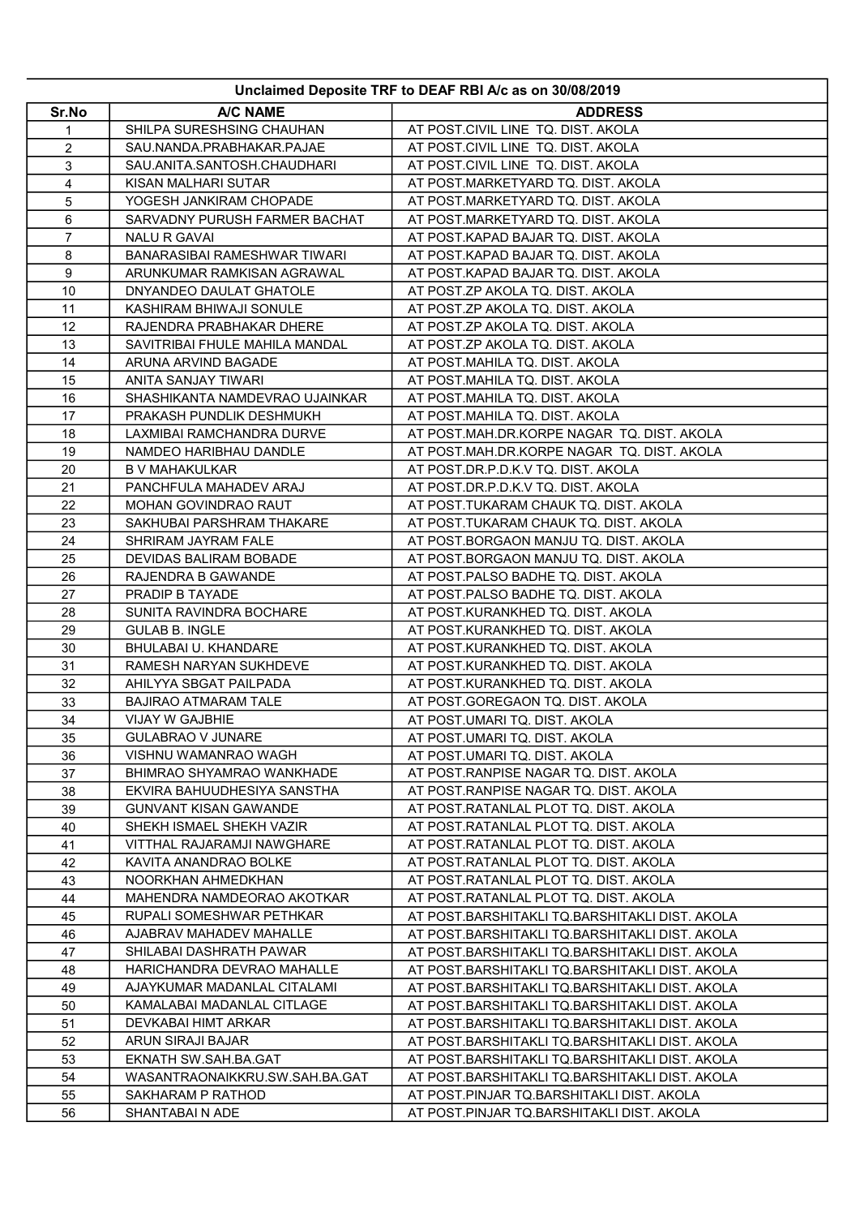| Unclaimed Deposite TRF to DEAF RBI A/c as on 30/08/2019 | | |
|---|---|---|
| Sr.No | A/C NAME | ADDRESS |
| 1 | SHILPA SURESHSING CHAUHAN | AT POST.CIVIL LINE TQ. DIST. AKOLA |
| 2 | SAU.NANDA.PRABHAKAR.PAJAE | AT POST.CIVIL LINE TQ. DIST. AKOLA |
| 3 | SAU.ANITA.SANTOSH.CHAUDHARI | AT POST.CIVIL LINE TQ. DIST. AKOLA |
| 4 | KISAN MALHARI SUTAR | AT POST.MARKETYARD TQ. DIST. AKOLA |
| 5 | YOGESH JANKIRAM CHOPADE | AT POST.MARKETYARD TQ. DIST. AKOLA |
| 6 | SARVADNY PURUSH FARMER BACHAT | AT POST.MARKETYARD TQ. DIST. AKOLA |
| 7 | NALU R GAVAI | AT POST.KAPAD BAJAR TQ. DIST. AKOLA |
| 8 | BANARASIBAI RAMESHWAR TIWARI | AT POST.KAPAD BAJAR TQ. DIST. AKOLA |
| 9 | ARUNKUMAR RAMKISAN AGRAWAL | AT POST.KAPAD BAJAR TQ. DIST. AKOLA |
| 10 | DNYANDEO DAULAT GHATOLE | AT POST.ZP AKOLA TQ. DIST. AKOLA |
| 11 | KASHIRAM BHIWAJI SONULE | AT POST.ZP AKOLA TQ. DIST. AKOLA |
| 12 | RAJENDRA PRABHAKAR DHERE | AT POST.ZP AKOLA TQ. DIST. AKOLA |
| 13 | SAVITRIBAI FHULE MAHILA MANDAL | AT POST.ZP AKOLA TQ. DIST. AKOLA |
| 14 | ARUNA ARVIND BAGADE | AT POST.MAHILA TQ. DIST. AKOLA |
| 15 | ANITA SANJAY TIWARI | AT POST.MAHILA TQ. DIST. AKOLA |
| 16 | SHASHIKANTA NAMDEVRAO UJAINKAR | AT POST.MAHILA TQ. DIST. AKOLA |
| 17 | PRAKASH PUNDLIK DESHMUKH | AT POST.MAHILA TQ. DIST. AKOLA |
| 18 | LAXMIBAI RAMCHANDRA DURVE | AT POST.MAH.DR.KORPE NAGAR TQ. DIST. AKOLA |
| 19 | NAMDEO HARIBHAU DANDLE | AT POST.MAH.DR.KORPE NAGAR TQ. DIST. AKOLA |
| 20 | B V MAHAKULKAR | AT POST.DR.P.D.K.V TQ. DIST. AKOLA |
| 21 | PANCHFULA MAHADEV ARAJ | AT POST.DR.P.D.K.V TQ. DIST. AKOLA |
| 22 | MOHAN GOVINDRAO RAUT | AT POST.TUKARAM CHAUK TQ. DIST. AKOLA |
| 23 | SAKHUBAI PARSHRAM THAKARE | AT POST.TUKARAM CHAUK TQ. DIST. AKOLA |
| 24 | SHRIRAM JAYRAM FALE | AT POST.BORGAON MANJU TQ. DIST. AKOLA |
| 25 | DEVIDAS BALIRAM BOBADE | AT POST.BORGAON MANJU TQ. DIST. AKOLA |
| 26 | RAJENDRA B GAWANDE | AT POST.PALSO BADHE TQ. DIST. AKOLA |
| 27 | PRADIP B TAYADE | AT POST.PALSO BADHE TQ. DIST. AKOLA |
| 28 | SUNITA RAVINDRA BOCHARE | AT POST.KURANKHED TQ. DIST. AKOLA |
| 29 | GULAB B. INGLE | AT POST.KURANKHED TQ. DIST. AKOLA |
| 30 | BHULABAI U. KHANDARE | AT POST.KURANKHED TQ. DIST. AKOLA |
| 31 | RAMESH NARYAN SUKHDEVE | AT POST.KURANKHED TQ. DIST. AKOLA |
| 32 | AHILYYA SBGAT PAILPADA | AT POST.KURANKHED TQ. DIST. AKOLA |
| 33 | BAJIRAO ATMARAM TALE | AT POST.GOREGAON TQ. DIST. AKOLA |
| 34 | VIJAY W GAJBHIE | AT POST.UMARI TQ. DIST. AKOLA |
| 35 | GULABRAO V JUNARE | AT POST.UMARI TQ. DIST. AKOLA |
| 36 | VISHNU WAMANRAO WAGH | AT POST.UMARI TQ. DIST. AKOLA |
| 37 | BHIMRAO SHYAMRAO WANKHADE | AT POST.RANPISE NAGAR TQ. DIST. AKOLA |
| 38 | EKVIRA BAHUUDHESIYA SANSTHA | AT POST.RANPISE NAGAR TQ. DIST. AKOLA |
| 39 | GUNVANT KISAN GAWANDE | AT POST.RATANLAL PLOT TQ. DIST. AKOLA |
| 40 | SHEKH ISMAEL SHEKH VAZIR | AT POST.RATANLAL PLOT TQ. DIST. AKOLA |
| 41 | VITTHAL RAJARAMJI NAWGHARE | AT POST.RATANLAL PLOT TQ. DIST. AKOLA |
| 42 | KAVITA ANANDRAO BOLKE | AT POST.RATANLAL PLOT TQ. DIST. AKOLA |
| 43 | NOORKHAN AHMEDKHAN | AT POST.RATANLAL PLOT TQ. DIST. AKOLA |
| 44 | MAHENDRA NAMDEORAO AKOTKAR | AT POST.RATANLAL PLOT TQ. DIST. AKOLA |
| 45 | RUPALI SOMESHWAR PETHKAR | AT POST.BARSHITAKLI TQ.BARSHITAKLI DIST. AKOLA |
| 46 | AJABRAV MAHADEV MAHALLE | AT POST.BARSHITAKLI TQ.BARSHITAKLI DIST. AKOLA |
| 47 | SHILABAI DASHRATH PAWAR | AT POST.BARSHITAKLI TQ.BARSHITAKLI DIST. AKOLA |
| 48 | HARICHANDRA DEVRAO MAHALLE | AT POST.BARSHITAKLI TQ.BARSHITAKLI DIST. AKOLA |
| 49 | AJAYKUMAR MADANLAL CITALAMI | AT POST.BARSHITAKLI TQ.BARSHITAKLI DIST. AKOLA |
| 50 | KAMALABAI MADANLAL CITLAGE | AT POST.BARSHITAKLI TQ.BARSHITAKLI DIST. AKOLA |
| 51 | DEVKABAI HIMT ARKAR | AT POST.BARSHITAKLI TQ.BARSHITAKLI DIST. AKOLA |
| 52 | ARUN SIRAJI BAJAR | AT POST.BARSHITAKLI TQ.BARSHITAKLI DIST. AKOLA |
| 53 | EKNATH SW.SAH.BA.GAT | AT POST.BARSHITAKLI TQ.BARSHITAKLI DIST. AKOLA |
| 54 | WASANTRAONAIKKRU.SW.SAH.BA.GAT | AT POST.BARSHITAKLI TQ.BARSHITAKLI DIST. AKOLA |
| 55 | SAKHARAM P RATHOD | AT POST.PINJAR TQ.BARSHITAKLI DIST. AKOLA |
| 56 | SHANTABAI N ADE | AT POST.PINJAR TQ.BARSHITAKLI DIST. AKOLA |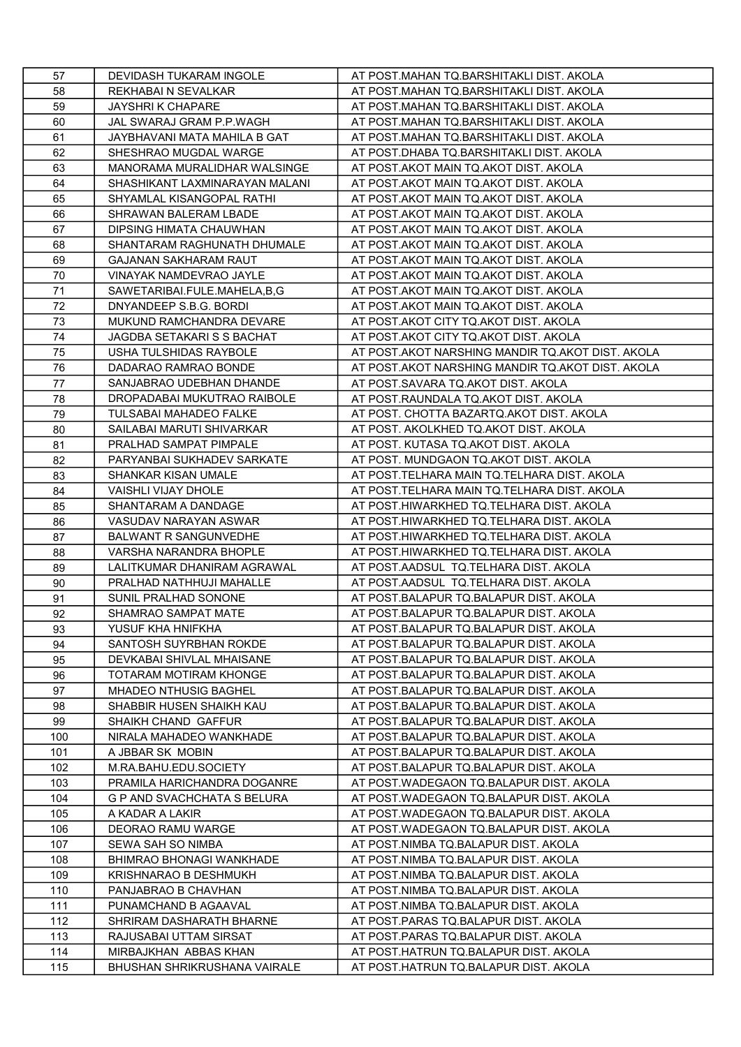| 57 | DEVIDASH TUKARAM INGOLE | AT POST.MAHAN TQ.BARSHITAKLI DIST. AKOLA |
|---|---|---|
| 58 | REKHABAI N SEVALKAR | AT POST.MAHAN TQ.BARSHITAKLI DIST. AKOLA |
| 59 | JAYSHRI K CHAPARE | AT POST.MAHAN TQ.BARSHITAKLI DIST. AKOLA |
| 60 | JAL SWARAJ GRAM P.P.WAGH | AT POST.MAHAN TQ.BARSHITAKLI DIST. AKOLA |
| 61 | JAYBHAVANI MATA MAHILA B GAT | AT POST.MAHAN TQ.BARSHITAKLI DIST. AKOLA |
| 62 | SHESHRAO MUGDAL WARGE | AT POST.DHABA TQ.BARSHITAKLI DIST. AKOLA |
| 63 | MANORAMA MURALIDHAR WALSINGE | AT POST.AKOT MAIN TQ.AKOT DIST. AKOLA |
| 64 | SHASHIKANT LAXMINARAYAN MALANI | AT POST.AKOT MAIN TQ.AKOT DIST. AKOLA |
| 65 | SHYAMLAL KISANGOPAL RATHI | AT POST.AKOT MAIN TQ.AKOT DIST. AKOLA |
| 66 | SHRAWAN BALERAM LBADE | AT POST.AKOT MAIN TQ.AKOT DIST. AKOLA |
| 67 | DIPSING HIMATA CHAUWHAN | AT POST.AKOT MAIN TQ.AKOT DIST. AKOLA |
| 68 | SHANTARAM RAGHUNATH DHUMALE | AT POST.AKOT MAIN TQ.AKOT DIST. AKOLA |
| 69 | GAJANAN SAKHARAM RAUT | AT POST.AKOT MAIN TQ.AKOT DIST. AKOLA |
| 70 | VINAYAK NAMDEVRAO JAYLE | AT POST.AKOT MAIN TQ.AKOT DIST. AKOLA |
| 71 | SAWETARIBAI.FULE.MAHELA,B,G | AT POST.AKOT MAIN TQ.AKOT DIST. AKOLA |
| 72 | DNYANDEEP S.B.G. BORDI | AT POST.AKOT MAIN TQ.AKOT DIST. AKOLA |
| 73 | MUKUND RAMCHANDRA DEVARE | AT POST.AKOT CITY TQ.AKOT DIST. AKOLA |
| 74 | JAGDBA SETAKARI S S BACHAT | AT POST.AKOT CITY TQ.AKOT DIST. AKOLA |
| 75 | USHA TULSHIDAS RAYBOLE | AT POST.AKOT NARSHING MANDIR TQ.AKOT DIST. AKOLA |
| 76 | DADARAO RAMRAO BONDE | AT POST.AKOT NARSHING MANDIR TQ.AKOT DIST. AKOLA |
| 77 | SANJABRAO UDEBHAN DHANDE | AT POST.SAVARA TQ.AKOT DIST. AKOLA |
| 78 | DROPADABAI MUKUTRAO RAIBOLE | AT POST.RAUNDALA TQ.AKOT DIST. AKOLA |
| 79 | TULSABAI MAHADEO FALKE | AT POST. CHOTTA BAZARTQ.AKOT DIST. AKOLA |
| 80 | SAILABAI MARUTI SHIVARKAR | AT POST. AKOLKHED TQ.AKOT DIST. AKOLA |
| 81 | PRALHAD SAMPAT PIMPALE | AT POST. KUTASA TQ.AKOT DIST. AKOLA |
| 82 | PARYANBAI SUKHADEV SARKATE | AT POST. MUNDGAON TQ.AKOT DIST. AKOLA |
| 83 | SHANKAR KISAN UMALE | AT POST.TELHARA MAIN TQ.TELHARA DIST. AKOLA |
| 84 | VAISHLI VIJAY DHOLE | AT POST.TELHARA MAIN TQ.TELHARA DIST. AKOLA |
| 85 | SHANTARAM A DANDAGE | AT POST.HIWARKHED TQ.TELHARA DIST. AKOLA |
| 86 | VASUDAV NARAYAN ASWAR | AT POST.HIWARKHED TQ.TELHARA DIST. AKOLA |
| 87 | BALWANT R SANGUNVEDHE | AT POST.HIWARKHED TQ.TELHARA DIST. AKOLA |
| 88 | VARSHA NARANDRA BHOPLE | AT POST.HIWARKHED TQ.TELHARA DIST. AKOLA |
| 89 | LALITKUMAR DHANIRAM AGRAWAL | AT POST.AADSUL TQ.TELHARA DIST. AKOLA |
| 90 | PRALHAD NATHHUJI MAHALLE | AT POST.AADSUL TQ.TELHARA DIST. AKOLA |
| 91 | SUNIL PRALHAD SONONE | AT POST.BALAPUR TQ.BALAPUR DIST. AKOLA |
| 92 | SHAMRAO SAMPAT MATE | AT POST.BALAPUR TQ.BALAPUR DIST. AKOLA |
| 93 | YUSUF KHA HNIFKHA | AT POST.BALAPUR TQ.BALAPUR DIST. AKOLA |
| 94 | SANTOSH SUYRBHAN ROKDE | AT POST.BALAPUR TQ.BALAPUR DIST. AKOLA |
| 95 | DEVKABAI SHIVLAL MHAISANE | AT POST.BALAPUR TQ.BALAPUR DIST. AKOLA |
| 96 | TOTARAM MOTIRAM KHONGE | AT POST.BALAPUR TQ.BALAPUR DIST. AKOLA |
| 97 | MHADEO NTHUSIG BAGHEL | AT POST.BALAPUR TQ.BALAPUR DIST. AKOLA |
| 98 | SHABBIR HUSEN SHAIKH KAU | AT POST.BALAPUR TQ.BALAPUR DIST. AKOLA |
| 99 | SHAIKH CHAND GAFFUR | AT POST.BALAPUR TQ.BALAPUR DIST. AKOLA |
| 100 | NIRALA MAHADEO WANKHADE | AT POST.BALAPUR TQ.BALAPUR DIST. AKOLA |
| 101 | A JBBAR SK MOBIN | AT POST.BALAPUR TQ.BALAPUR DIST. AKOLA |
| 102 | M.RA.BAHU.EDU.SOCIETY | AT POST.BALAPUR TQ.BALAPUR DIST. AKOLA |
| 103 | PRAMILA HARICHANDRA DOGANRE | AT POST.WADEGAON TQ.BALAPUR DIST. AKOLA |
| 104 | G P AND SVACHCHATA S BELURA | AT POST.WADEGAON TQ.BALAPUR DIST. AKOLA |
| 105 | A KADAR A LAKIR | AT POST.WADEGAON TQ.BALAPUR DIST. AKOLA |
| 106 | DEORAO RAMU WARGE | AT POST.WADEGAON TQ.BALAPUR DIST. AKOLA |
| 107 | SEWA SAH SO NIMBA | AT POST.NIMBA TQ.BALAPUR DIST. AKOLA |
| 108 | BHIMRAO BHONAGI WANKHADE | AT POST.NIMBA TQ.BALAPUR DIST. AKOLA |
| 109 | KRISHNARAO B DESHMUKH | AT POST.NIMBA TQ.BALAPUR DIST. AKOLA |
| 110 | PANJABRAO B CHAVHAN | AT POST.NIMBA TQ.BALAPUR DIST. AKOLA |
| 111 | PUNAMCHAND B AGAAVAL | AT POST.NIMBA TQ.BALAPUR DIST. AKOLA |
| 112 | SHRIRAM DASHARATH BHARNE | AT POST.PARAS TQ.BALAPUR DIST. AKOLA |
| 113 | RAJUSABAI UTTAM SIRSAT | AT POST.PARAS TQ.BALAPUR DIST. AKOLA |
| 114 | MIRBAJKHAN ABBAS KHAN | AT POST.HATRUN TQ.BALAPUR DIST. AKOLA |
| 115 | BHUSHAN SHRIKRUSHANA VAIRALE | AT POST.HATRUN TQ.BALAPUR DIST. AKOLA |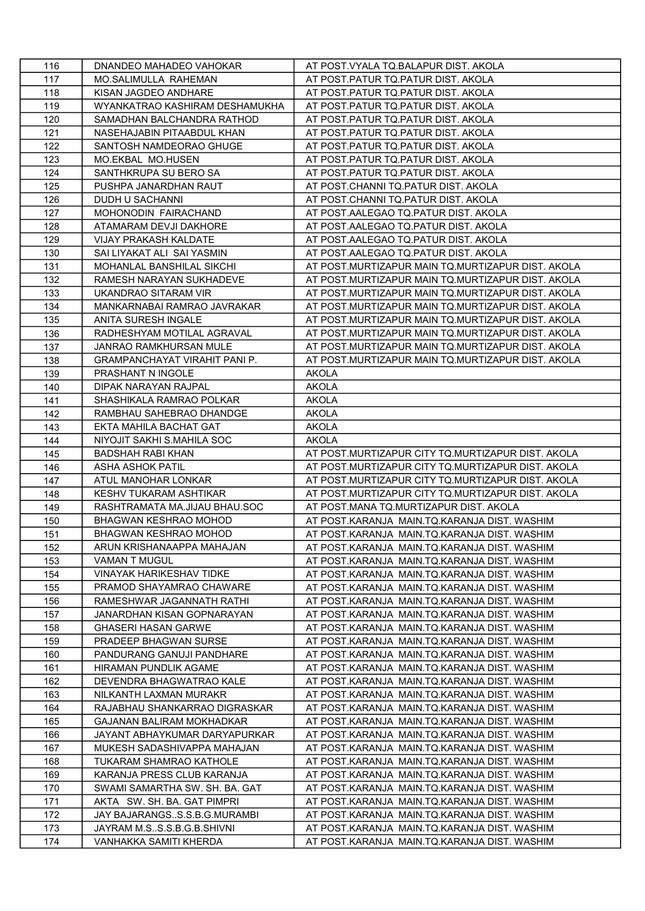| | | |
|---|---|---|
| 116 | DNANDEO MAHADEO VAHOKAR | AT POST.VYALA TQ.BALAPUR DIST. AKOLA |
| 117 | MO.SALIMULLA RAHEMAN | AT POST.PATUR TQ.PATUR DIST. AKOLA |
| 118 | KISAN JAGDEO ANDHARE | AT POST.PATUR TQ.PATUR DIST. AKOLA |
| 119 | WYANKATRAO KASHIRAM DESHAMUKHA | AT POST.PATUR TQ.PATUR DIST. AKOLA |
| 120 | SAMADHAN BALCHANDRA RATHOD | AT POST.PATUR TQ.PATUR DIST. AKOLA |
| 121 | NASEHAJABIN PITAABDUL KHAN | AT POST.PATUR TQ.PATUR DIST. AKOLA |
| 122 | SANTOSH NAMDEORAO GHUGE | AT POST.PATUR TQ.PATUR DIST. AKOLA |
| 123 | MO.EKBAL MO.HUSEN | AT POST.PATUR TQ.PATUR DIST. AKOLA |
| 124 | SANTHKRUPA SU BERO SA | AT POST.PATUR TQ.PATUR DIST. AKOLA |
| 125 | PUSHPA JANARDHAN RAUT | AT POST.CHANNI TQ.PATUR DIST. AKOLA |
| 126 | DUDH U SACHANNI | AT POST.CHANNI TQ.PATUR DIST. AKOLA |
| 127 | MOHONODIN FAIRACHAND | AT POST.AALEGAO TQ.PATUR DIST. AKOLA |
| 128 | ATAMARAM DEVJI DAKHORE | AT POST.AALEGAO TQ.PATUR DIST. AKOLA |
| 129 | VIJAY PRAKASH KALDATE | AT POST.AALEGAO TQ.PATUR DIST. AKOLA |
| 130 | SAI LIYAKAT ALI SAI YASMIN | AT POST.AALEGAO TQ.PATUR DIST. AKOLA |
| 131 | MOHANLAL BANSHILAL SIKCHI | AT POST.MURTIZAPUR MAIN TQ.MURTIZAPUR DIST. AKOLA |
| 132 | RAMESH NARAYAN SUKHADEVE | AT POST.MURTIZAPUR MAIN TQ.MURTIZAPUR DIST. AKOLA |
| 133 | UKANDRAO SITARAM VIR | AT POST.MURTIZAPUR MAIN TQ.MURTIZAPUR DIST. AKOLA |
| 134 | MANKARNABAI RAMRAO JAVRAKAR | AT POST.MURTIZAPUR MAIN TQ.MURTIZAPUR DIST. AKOLA |
| 135 | ANITA SURESH INGALE | AT POST.MURTIZAPUR MAIN TQ.MURTIZAPUR DIST. AKOLA |
| 136 | RADHESHYAM MOTILAL AGRAVAL | AT POST.MURTIZAPUR MAIN TQ.MURTIZAPUR DIST. AKOLA |
| 137 | JANRAO RAMKHURSAN MULE | AT POST.MURTIZAPUR MAIN TQ.MURTIZAPUR DIST. AKOLA |
| 138 | GRAMPANCHAYAT VIRAHIT PANI P. | AT POST.MURTIZAPUR MAIN TQ.MURTIZAPUR DIST. AKOLA |
| 139 | PRASHANT N INGOLE | AKOLA |
| 140 | DIPAK NARAYAN RAJPAL | AKOLA |
| 141 | SHASHIKALA RAMRAO POLKAR | AKOLA |
| 142 | RAMBHAU SAHEBRAO DHANDGE | AKOLA |
| 143 | EKTA MAHILA BACHAT GAT | AKOLA |
| 144 | NIYOJIT SAKHI S.MAHILA SOC | AKOLA |
| 145 | BADSHAH RABI KHAN | AT POST.MURTIZAPUR CITY TQ.MURTIZAPUR DIST. AKOLA |
| 146 | ASHA ASHOK PATIL | AT POST.MURTIZAPUR CITY TQ.MURTIZAPUR DIST. AKOLA |
| 147 | ATUL MANOHAR LONKAR | AT POST.MURTIZAPUR CITY TQ.MURTIZAPUR DIST. AKOLA |
| 148 | KESHV TUKARAM ASHTIKAR | AT POST.MURTIZAPUR CITY TQ.MURTIZAPUR DIST. AKOLA |
| 149 | RASHTRAMATA MA.JIJAU BHAU.SOC | AT POST.MANA TQ.MURTIZAPUR DIST. AKOLA |
| 150 | BHAGWAN KESHRAO MOHOD | AT POST.KARANJA MAIN.TQ.KARANJA DIST. WASHIM |
| 151 | BHAGWAN KESHRAO MOHOD | AT POST.KARANJA MAIN.TQ.KARANJA DIST. WASHIM |
| 152 | ARUN KRISHANAAPPA MAHAJAN | AT POST.KARANJA MAIN.TQ.KARANJA DIST. WASHIM |
| 153 | VAMAN T MUGUL | AT POST.KARANJA MAIN.TQ.KARANJA DIST. WASHIM |
| 154 | VINAYAK HARIKESHAV TIDKE | AT POST.KARANJA MAIN.TQ.KARANJA DIST. WASHIM |
| 155 | PRAMOD SHAYAMRAO CHAWARE | AT POST.KARANJA MAIN.TQ.KARANJA DIST. WASHIM |
| 156 | RAMESHWAR JAGANNATH RATHI | AT POST.KARANJA MAIN.TQ.KARANJA DIST. WASHIM |
| 157 | JANARDHAN KISAN GOPNARAYAN | AT POST.KARANJA MAIN.TQ.KARANJA DIST. WASHIM |
| 158 | GHASERI HASAN GARWE | AT POST.KARANJA MAIN.TQ.KARANJA DIST. WASHIM |
| 159 | PRADEEP BHAGWAN SURSE | AT POST.KARANJA MAIN.TQ.KARANJA DIST. WASHIM |
| 160 | PANDURANG GANUJI PANDHARE | AT POST.KARANJA MAIN.TQ.KARANJA DIST. WASHIM |
| 161 | HIRAMAN PUNDLIK AGAME | AT POST.KARANJA MAIN.TQ.KARANJA DIST. WASHIM |
| 162 | DEVENDRA BHAGWATRAO KALE | AT POST.KARANJA MAIN.TQ.KARANJA DIST. WASHIM |
| 163 | NILKANTH LAXMAN MURAKR | AT POST.KARANJA MAIN.TQ.KARANJA DIST. WASHIM |
| 164 | RAJABHAU SHANKARRAO DIGRASKAR | AT POST.KARANJA MAIN.TQ.KARANJA DIST. WASHIM |
| 165 | GAJANAN BALIRAM MOKHADKAR | AT POST.KARANJA MAIN.TQ.KARANJA DIST. WASHIM |
| 166 | JAYANT ABHAYKUMAR DARYAPURKAR | AT POST.KARANJA MAIN.TQ.KARANJA DIST. WASHIM |
| 167 | MUKESH SADASHIVAPPA MAHAJAN | AT POST.KARANJA MAIN.TQ.KARANJA DIST. WASHIM |
| 168 | TUKARAM SHAMRAO KATHOLE | AT POST.KARANJA MAIN.TQ.KARANJA DIST. WASHIM |
| 169 | KARANJA PRESS CLUB KARANJA | AT POST.KARANJA MAIN.TQ.KARANJA DIST. WASHIM |
| 170 | SWAMI SAMARTHA SW. SH. BA. GAT | AT POST.KARANJA MAIN.TQ.KARANJA DIST. WASHIM |
| 171 | AKTA SW. SH. BA. GAT PIMPRI | AT POST.KARANJA MAIN.TQ.KARANJA DIST. WASHIM |
| 172 | JAY BAJARANGS..S.S.B.G.MURAMBI | AT POST.KARANJA MAIN.TQ.KARANJA DIST. WASHIM |
| 173 | JAYRAM M.S..S.S.B.G.B.SHIVNI | AT POST.KARANJA MAIN.TQ.KARANJA DIST. WASHIM |
| 174 | VANHAKKA SAMITI KHERDA | AT POST.KARANJA MAIN.TQ.KARANJA DIST. WASHIM |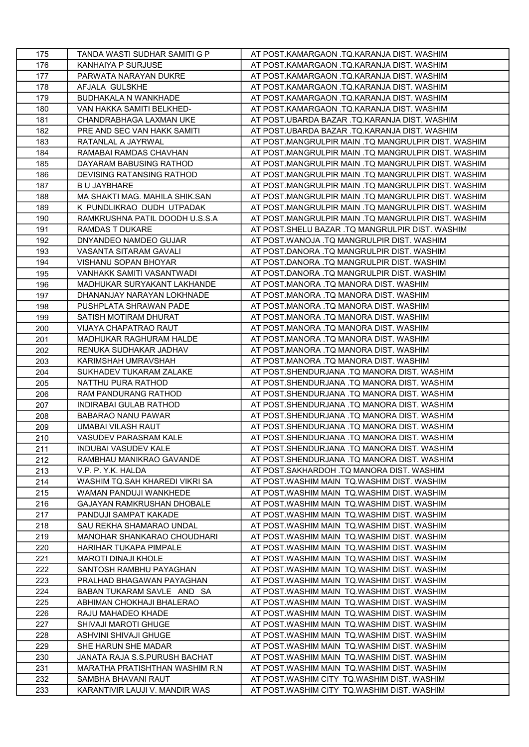| 175 | TANDA WASTI SUDHAR SAMITI G P | AT POST.KAMARGAON .TQ.KARANJA DIST. WASHIM |
|---|---|---|
| 176 | KANHAIYA P SURJUSE | AT POST.KAMARGAON .TQ.KARANJA DIST. WASHIM |
| 177 | PARWATA NARAYAN DUKRE | AT POST.KAMARGAON .TQ.KARANJA DIST. WASHIM |
| 178 | AFJALA GULSKHE | AT POST.KAMARGAON .TQ.KARANJA DIST. WASHIM |
| 179 | BUDHAKALA N WANKHADE | AT POST.KAMARGAON .TQ.KARANJA DIST. WASHIM |
| 180 | VAN HAKKA SAMITI BELKHED- | AT POST.KAMARGAON .TQ.KARANJA DIST. WASHIM |
| 181 | CHANDRABHAGA LAXMAN UKE | AT POST.UBARDA BAZAR .TQ.KARANJA DIST. WASHIM |
| 182 | PRE AND SEC VAN HAKK SAMITI | AT POST.UBARDA BAZAR .TQ.KARANJA DIST. WASHIM |
| 183 | RATANLAL A JAYRWAL | AT POST.MANGRULPIR MAIN .TQ MANGRULPIR DIST. WASHIM |
| 184 | RAMABAI RAMDAS CHAVHAN | AT POST.MANGRULPIR MAIN .TQ MANGRULPIR DIST. WASHIM |
| 185 | DAYARAM BABUSING RATHOD | AT POST.MANGRULPIR MAIN .TQ MANGRULPIR DIST. WASHIM |
| 186 | DEVISING RATANSING RATHOD | AT POST.MANGRULPIR MAIN .TQ MANGRULPIR DIST. WASHIM |
| 187 | B U JAYBHARE | AT POST.MANGRULPIR MAIN .TQ MANGRULPIR DIST. WASHIM |
| 188 | MA SHAKTI MAG. MAHILA SHIK.SAN | AT POST.MANGRULPIR MAIN .TQ MANGRULPIR DIST. WASHIM |
| 189 | K PUNDLIKRAO DUDH UTPADAK | AT POST.MANGRULPIR MAIN .TQ MANGRULPIR DIST. WASHIM |
| 190 | RAMKRUSHNA PATIL DOODH U.S.S.A | AT POST.MANGRULPIR MAIN .TQ MANGRULPIR DIST. WASHIM |
| 191 | RAMDAS T DUKARE | AT POST.SHELU BAZAR .TQ MANGRULPIR DIST. WASHIM |
| 192 | DNYANDEO NAMDEO GUJAR | AT POST.WANOJA .TQ MANGRULPIR DIST. WASHIM |
| 193 | VASANTA SITARAM GAVALI | AT POST.DANORA .TQ MANGRULPIR DIST. WASHIM |
| 194 | VISHANU SOPAN BHOYAR | AT POST.DANORA .TQ MANGRULPIR DIST. WASHIM |
| 195 | VANHAKK SAMITI VASANTWADI | AT POST.DANORA .TQ MANGRULPIR DIST. WASHIM |
| 196 | MADHUKAR SURYAKANT LAKHANDE | AT POST.MANORA .TQ MANORA DIST. WASHIM |
| 197 | DHANANJAY NARAYAN LOKHNADE | AT POST.MANORA .TQ MANORA DIST. WASHIM |
| 198 | PUSHPLATA SHRAWAN PADE | AT POST.MANORA .TQ MANORA DIST. WASHIM |
| 199 | SATISH MOTIRAM DHURAT | AT POST.MANORA .TQ MANORA DIST. WASHIM |
| 200 | VIJAYA CHAPATRAO RAUT | AT POST.MANORA .TQ MANORA DIST. WASHIM |
| 201 | MADHUKAR RAGHURAM HALDE | AT POST.MANORA .TQ MANORA DIST. WASHIM |
| 202 | RENUKA SUDHAKAR JADHAV | AT POST.MANORA .TQ MANORA DIST. WASHIM |
| 203 | KARIMSHAH UMRAVSHAH | AT POST.MANORA .TQ MANORA DIST. WASHIM |
| 204 | SUKHADEV TUKARAM ZALAKE | AT POST.SHENDURJANA .TQ MANORA DIST. WASHIM |
| 205 | NATTHU PURA RATHOD | AT POST.SHENDURJANA .TQ MANORA DIST. WASHIM |
| 206 | RAM PANDURANG RATHOD | AT POST.SHENDURJANA .TQ MANORA DIST. WASHIM |
| 207 | INDIRABAI GULAB RATHOD | AT POST.SHENDURJANA .TQ MANORA DIST. WASHIM |
| 208 | BABARAO NANU PAWAR | AT POST.SHENDURJANA .TQ MANORA DIST. WASHIM |
| 209 | UMABAI VILASH RAUT | AT POST.SHENDURJANA .TQ MANORA DIST. WASHIM |
| 210 | VASUDEV PARASRAM KALE | AT POST.SHENDURJANA .TQ MANORA DIST. WASHIM |
| 211 | INDUBAI VASUDEV KALE | AT POST.SHENDURJANA .TQ MANORA DIST. WASHIM |
| 212 | RAMBHAU MANIKRAO GAVANDE | AT POST.SHENDURJANA .TQ MANORA DIST. WASHIM |
| 213 | V.P. P. Y.K. HALDA | AT POST.SAKHARDOH .TQ MANORA DIST. WASHIM |
| 214 | WASHIM TQ.SAH KHAREDI VIKRI SA | AT POST.WASHIM MAIN TQ.WASHIM DIST. WASHIM |
| 215 | WAMAN PANDUJI WANKHEDE | AT POST.WASHIM MAIN TQ.WASHIM DIST. WASHIM |
| 216 | GAJAYAN RAMKRUSHAN DHOBALE | AT POST.WASHIM MAIN TQ.WASHIM DIST. WASHIM |
| 217 | PANDUJI SAMPAT KAKADE | AT POST.WASHIM MAIN TQ.WASHIM DIST. WASHIM |
| 218 | SAU REKHA SHAMARAO UNDAL | AT POST.WASHIM MAIN TQ.WASHIM DIST. WASHIM |
| 219 | MANOHAR SHANKARAO CHOUDHARI | AT POST.WASHIM MAIN TQ.WASHIM DIST. WASHIM |
| 220 | HARIHAR TUKAPA PIMPALE | AT POST.WASHIM MAIN TQ.WASHIM DIST. WASHIM |
| 221 | MAROTI DINAJI KHOLE | AT POST.WASHIM MAIN TQ.WASHIM DIST. WASHIM |
| 222 | SANTOSH RAMBHU PAYAGHAN | AT POST.WASHIM MAIN TQ.WASHIM DIST. WASHIM |
| 223 | PRALHAD BHAGAWAN PAYAGHAN | AT POST.WASHIM MAIN TQ.WASHIM DIST. WASHIM |
| 224 | BABAN TUKARAM SAVLE AND SA | AT POST.WASHIM MAIN TQ.WASHIM DIST. WASHIM |
| 225 | ABHIMAN CHOKHAJI BHALERAO | AT POST.WASHIM MAIN TQ.WASHIM DIST. WASHIM |
| 226 | RAJU MAHADEO KHADE | AT POST.WASHIM MAIN TQ.WASHIM DIST. WASHIM |
| 227 | SHIVAJI MAROTI GHUGE | AT POST.WASHIM MAIN TQ.WASHIM DIST. WASHIM |
| 228 | ASHVINI SHIVAJI GHUGE | AT POST.WASHIM MAIN TQ.WASHIM DIST. WASHIM |
| 229 | SHE HARUN SHE MADAR | AT POST.WASHIM MAIN TQ.WASHIM DIST. WASHIM |
| 230 | JANATA RAJA S.S.PURUSH BACHAT | AT POST.WASHIM MAIN TQ.WASHIM DIST. WASHIM |
| 231 | MARATHA PRATISHTHAN WASHIM R.N | AT POST.WASHIM MAIN TQ.WASHIM DIST. WASHIM |
| 232 | SAMBHA BHAVANI RAUT | AT POST.WASHIM CITY TQ.WASHIM DIST. WASHIM |
| 233 | KARANTIVIR LAUJI V. MANDIR WAS | AT POST.WASHIM CITY TQ.WASHIM DIST. WASHIM |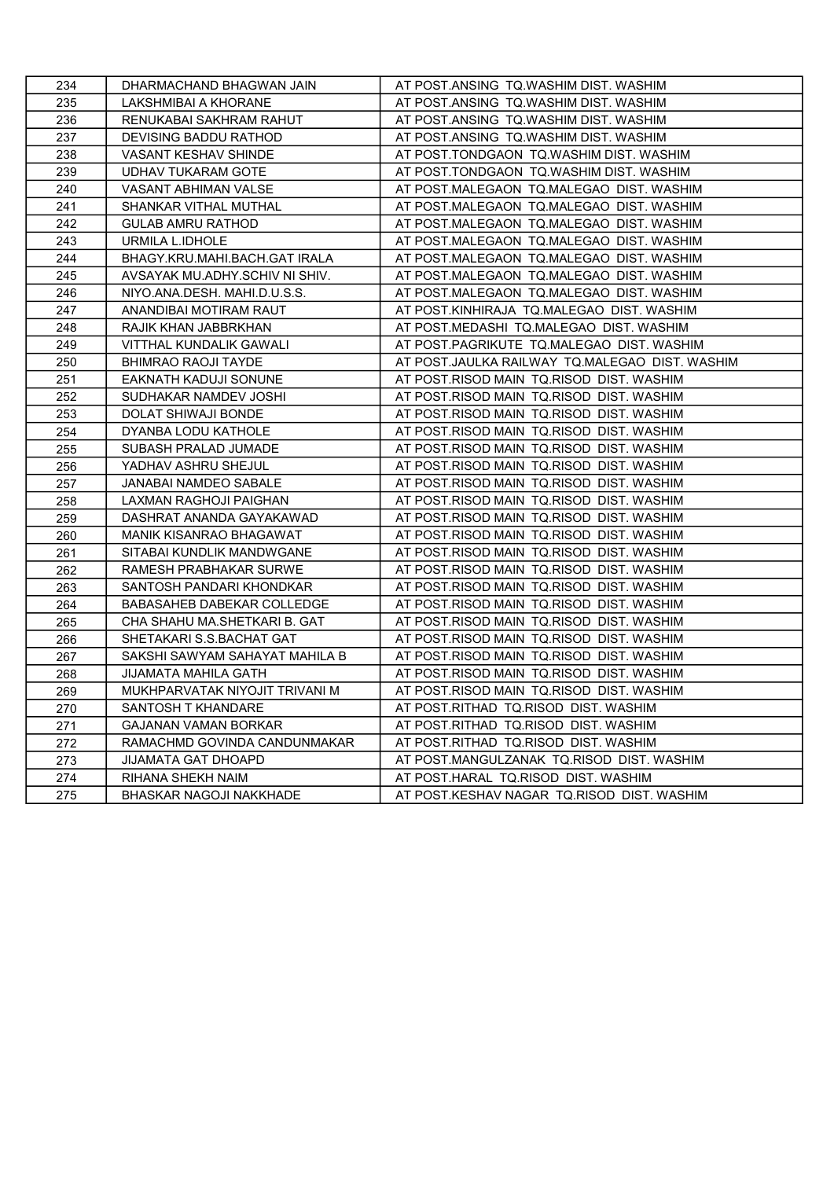| | | |
|---|---|---|
| 234 | DHARMACHAND BHAGWAN JAIN | AT POST.ANSING TQ.WASHIM DIST. WASHIM |
| 235 | LAKSHMIBAI A KHORANE | AT POST.ANSING TQ.WASHIM DIST. WASHIM |
| 236 | RENUKABAI SAKHRAM RAHUT | AT POST.ANSING TQ.WASHIM DIST. WASHIM |
| 237 | DEVISING BADDU RATHOD | AT POST.ANSING TQ.WASHIM DIST. WASHIM |
| 238 | VASANT KESHAV SHINDE | AT POST.TONDGAON TQ.WASHIM DIST. WASHIM |
| 239 | UDHAV TUKARAM GOTE | AT POST.TONDGAON TQ.WASHIM DIST. WASHIM |
| 240 | VASANT ABHIMAN VALSE | AT POST.MALEGAON TQ.MALEGAO DIST. WASHIM |
| 241 | SHANKAR VITHAL MUTHAL | AT POST.MALEGAON TQ.MALEGAO DIST. WASHIM |
| 242 | GULAB AMRU RATHOD | AT POST.MALEGAON TQ.MALEGAO DIST. WASHIM |
| 243 | URMILA L.IDHOLE | AT POST.MALEGAON TQ.MALEGAO DIST. WASHIM |
| 244 | BHAGY.KRU.MAHI.BACH.GAT IRALA | AT POST.MALEGAON TQ.MALEGAO DIST. WASHIM |
| 245 | AVSAYAK MU.ADHY.SCHIV NI SHIV. | AT POST.MALEGAON TQ.MALEGAO DIST. WASHIM |
| 246 | NIYO.ANA.DESH. MAHI.D.U.S.S. | AT POST.MALEGAON TQ.MALEGAO DIST. WASHIM |
| 247 | ANANDIBAI MOTIRAM RAUT | AT POST.KINHIRAJA TQ.MALEGAO DIST. WASHIM |
| 248 | RAJIK KHAN JABBRKHAN | AT POST.MEDASHI TQ.MALEGAO DIST. WASHIM |
| 249 | VITTHAL KUNDALIK GAWALI | AT POST.PAGRIKUTE TQ.MALEGAO DIST. WASHIM |
| 250 | BHIMRAO RAOJI TAYDE | AT POST.JAULKA RAILWAY TQ.MALEGAO DIST. WASHIM |
| 251 | EAKNATH KADUJI SONUNE | AT POST.RISOD MAIN TQ.RISOD DIST. WASHIM |
| 252 | SUDHAKAR NAMDEV JOSHI | AT POST.RISOD MAIN TQ.RISOD DIST. WASHIM |
| 253 | DOLAT SHIWAJI BONDE | AT POST.RISOD MAIN TQ.RISOD DIST. WASHIM |
| 254 | DYANBA LODU KATHOLE | AT POST.RISOD MAIN TQ.RISOD DIST. WASHIM |
| 255 | SUBASH PRALAD JUMADE | AT POST.RISOD MAIN TQ.RISOD DIST. WASHIM |
| 256 | YADHAV ASHRU SHEJUL | AT POST.RISOD MAIN TQ.RISOD DIST. WASHIM |
| 257 | JANABAI NAMDEO SABALE | AT POST.RISOD MAIN TQ.RISOD DIST. WASHIM |
| 258 | LAXMAN RAGHOJI PAIGHAN | AT POST.RISOD MAIN TQ.RISOD DIST. WASHIM |
| 259 | DASHRAT ANANDA GAYAKAWAD | AT POST.RISOD MAIN TQ.RISOD DIST. WASHIM |
| 260 | MANIK KISANRAO BHAGAWAT | AT POST.RISOD MAIN TQ.RISOD DIST. WASHIM |
| 261 | SITABAI KUNDLIK MANDWGANE | AT POST.RISOD MAIN TQ.RISOD DIST. WASHIM |
| 262 | RAMESH PRABHAKAR SURWE | AT POST.RISOD MAIN TQ.RISOD DIST. WASHIM |
| 263 | SANTOSH PANDARI KHONDKAR | AT POST.RISOD MAIN TQ.RISOD DIST. WASHIM |
| 264 | BABASAHEB DABEKAR COLLEDGE | AT POST.RISOD MAIN TQ.RISOD DIST. WASHIM |
| 265 | CHA SHAHU MA.SHETKARI B. GAT | AT POST.RISOD MAIN TQ.RISOD DIST. WASHIM |
| 266 | SHETAKARI S.S.BACHAT GAT | AT POST.RISOD MAIN TQ.RISOD DIST. WASHIM |
| 267 | SAKSHI SAWYAM SAHAYAT MAHILA B | AT POST.RISOD MAIN TQ.RISOD DIST. WASHIM |
| 268 | JIJAMATA MAHILA GATH | AT POST.RISOD MAIN TQ.RISOD DIST. WASHIM |
| 269 | MUKHPARVATAK NIYOJIT TRIVANI M | AT POST.RISOD MAIN TQ.RISOD DIST. WASHIM |
| 270 | SANTOSH T KHANDARE | AT POST.RITHAD TQ.RISOD DIST. WASHIM |
| 271 | GAJANAN VAMAN BORKAR | AT POST.RITHAD TQ.RISOD DIST. WASHIM |
| 272 | RAMACHMD GOVINDA CANDUNMAKAR | AT POST.RITHAD TQ.RISOD DIST. WASHIM |
| 273 | JIJAMATA GAT DHOAPD | AT POST.MANGULZANAK TQ.RISOD DIST. WASHIM |
| 274 | RIHANA SHEKH NAIM | AT POST.HARAL TQ.RISOD DIST. WASHIM |
| 275 | BHASKAR NAGOJI NAKKHADE | AT POST.KESHAV NAGAR TQ.RISOD DIST. WASHIM |